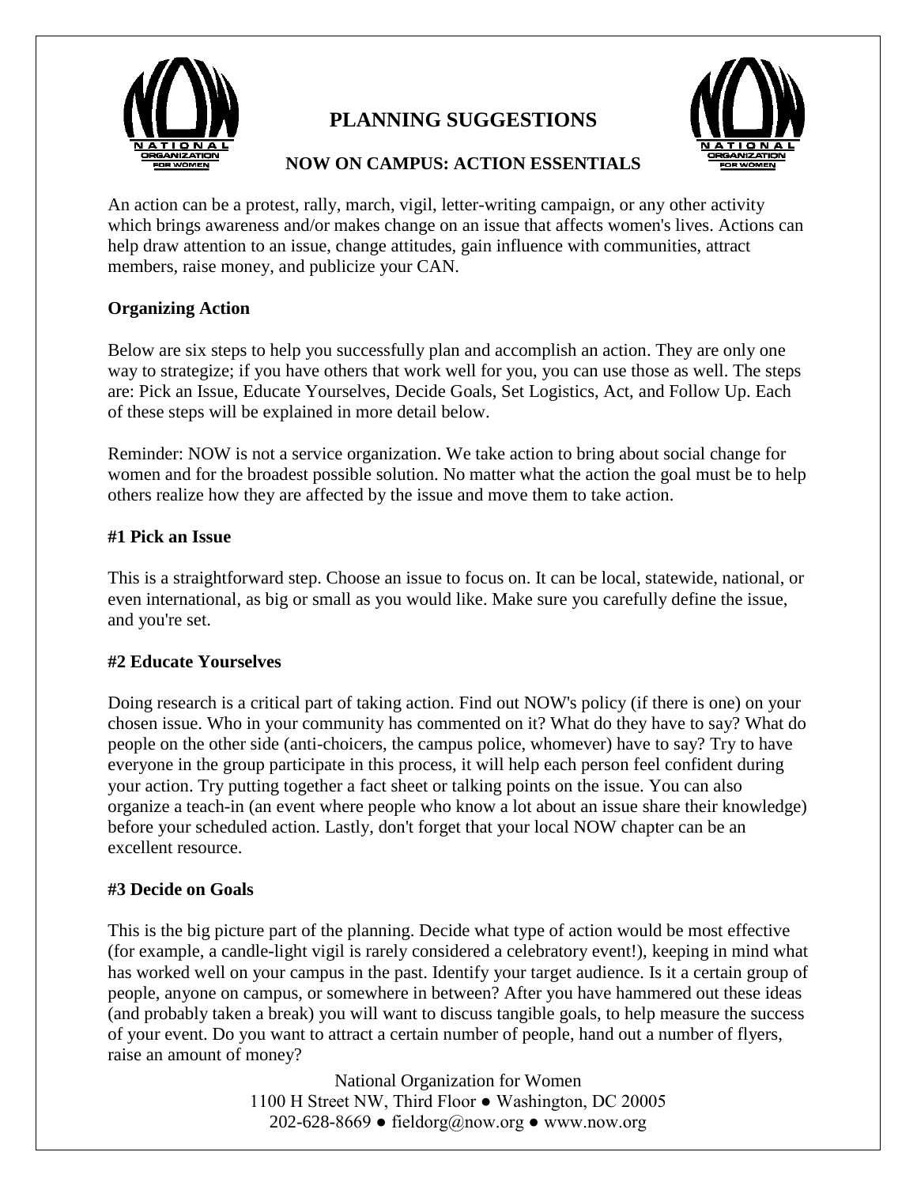# PLANNING SUGGESTIONS

## NOW ON CAMPUS: ACTION ESSENTIALS

An action can be a protest, rally, march, vigil, letter-writing campaign, or any other activity which brings awareness and/or makes change on an issue that affects women's lives. Actions can help draw attention to an issue, change attitudes, gain influence with communities, attract members, raise money, and publicize your CAN.

**Organizing Action**

Below are six steps to help you successfully plan and accomplish an action. They are only one way to strategize; if you have others that work well for you, you can use those as well. The steps are: Pick an Issue, Educate Yourselves, Decide Goals, Set Logistics, Act, and Follow Up. Each of these steps will be explained in more detail below.

Reminder: NOW is not a service organization. We take action to bring about social change for women and for the broadest possible solution. No matter what the action the goal must be to help others realize how they are affected by the issue and move them to take action.

**#1 Pick an Issue**

This is a straightforward step. Choose an issue to focus on. It can be local, statewide, national, or even international, as big or small as you would like. Make sure you carefully define the issue, and you're set.

**#2 Educate Yourselves**

Doing research is a critical part of taking action. Find out NOW's policy (if there is one) on your chosen issue. Who in your community has commented on it? What do they have to say? What do people on the other side (anti-choicers, the campus police, whomever) have to say? Try to have everyone in the group participate in this process, it will help each person feel confident during your action. Try putting together a fact sheet or talking points on the issue. You can also organize a teach-in (an event where people who know a lot about an issue share their knowledge) before your scheduled action. Lastly, don't forget that your local NOW chapter can be an excellent resource.

**#3 Decide on Goals**

This is the big picture part of the planning. Decide what type of action would be most effective (for example, a candle-light vigil is rarely considered a celebratory event!), keeping in mind what has worked well on your campus in the past. Identify your target audience. Is it a certain group of people, anyone on campus, or somewhere in between? After you have hammered out these ideas (and probably taken a break) you will want to discuss tangible goals, to help measure the success of your event. Do you want to attract a certain number of people, hand out a number of flyers, raise an amount of money?

National Organization for Women
1100 H Street NW, Third Floor ● Washington, DC 20005
202-628-8669 ● fieldorg@now.org ● www.now.org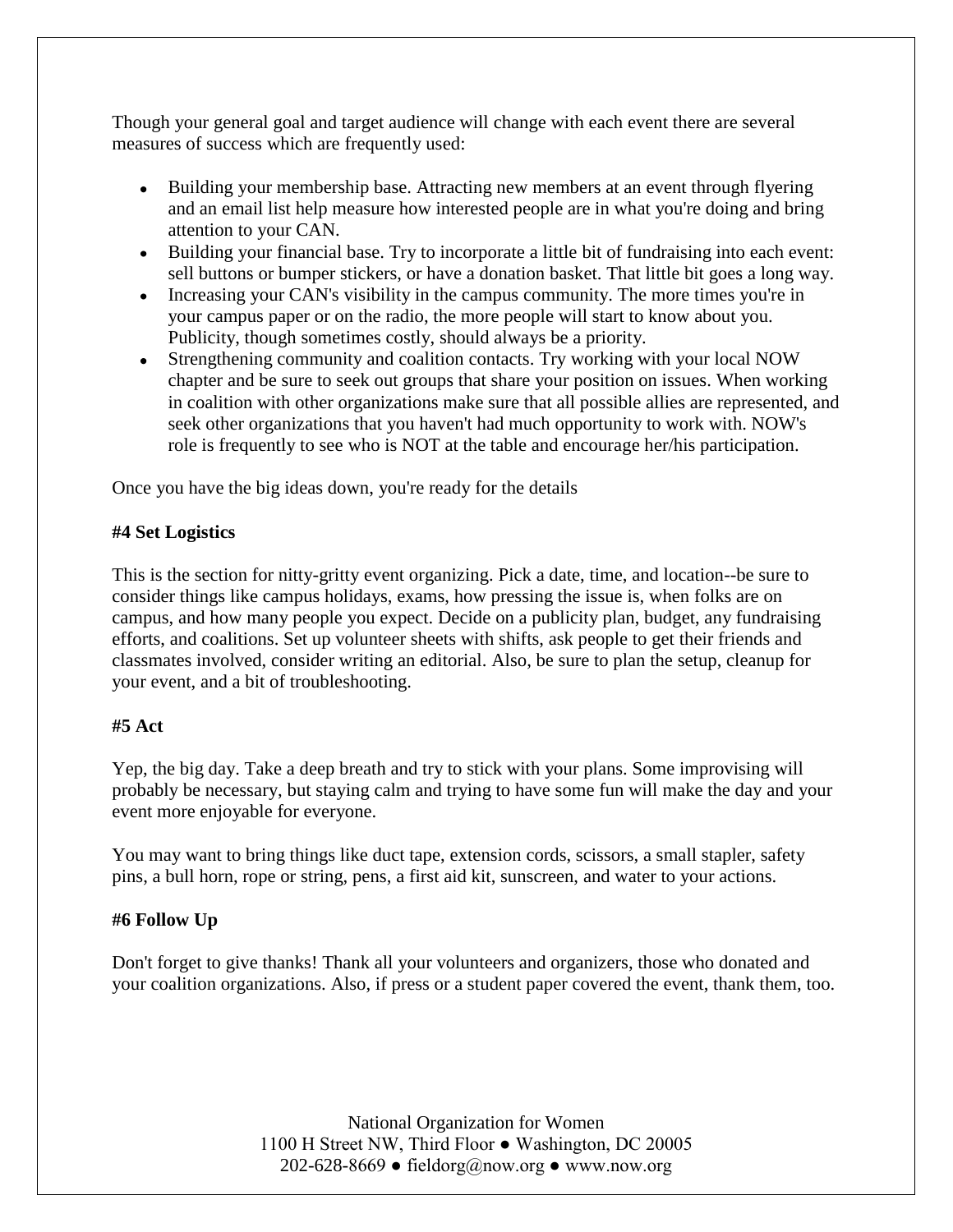Though your general goal and target audience will change with each event there are several measures of success which are frequently used:

- Building your membership base. Attracting new members at an event through flyering and an email list help measure how interested people are in what you're doing and bring attention to your CAN.
- Building your financial base. Try to incorporate a little bit of fundraising into each event: sell buttons or bumper stickers, or have a donation basket. That little bit goes a long way.
- Increasing your CAN's visibility in the campus community. The more times you're in your campus paper or on the radio, the more people will start to know about you. Publicity, though sometimes costly, should always be a priority.
- Strengthening community and coalition contacts. Try working with your local NOW chapter and be sure to seek out groups that share your position on issues. When working in coalition with other organizations make sure that all possible allies are represented, and seek other organizations that you haven't had much opportunity to work with. NOW's role is frequently to see who is NOT at the table and encourage her/his participation.

Once you have the big ideas down, you're ready for the details

**#4 Set Logistics**

This is the section for nitty-gritty event organizing. Pick a date, time, and location--be sure to consider things like campus holidays, exams, how pressing the issue is, when folks are on campus, and how many people you expect. Decide on a publicity plan, budget, any fundraising efforts, and coalitions. Set up volunteer sheets with shifts, ask people to get their friends and classmates involved, consider writing an editorial. Also, be sure to plan the setup, cleanup for your event, and a bit of troubleshooting.

**#5 Act**

Yep, the big day. Take a deep breath and try to stick with your plans. Some improvising will probably be necessary, but staying calm and trying to have some fun will make the day and your event more enjoyable for everyone.

You may want to bring things like duct tape, extension cords, scissors, a small stapler, safety pins, a bull horn, rope or string, pens, a first aid kit, sunscreen, and water to your actions.

**#6 Follow Up**

Don't forget to give thanks! Thank all your volunteers and organizers, those who donated and your coalition organizations. Also, if press or a student paper covered the event, thank them, too.

National Organization for Women
1100 H Street NW, Third Floor ● Washington, DC 20005
202-628-8669 ● fieldorg@now.org ● www.now.org